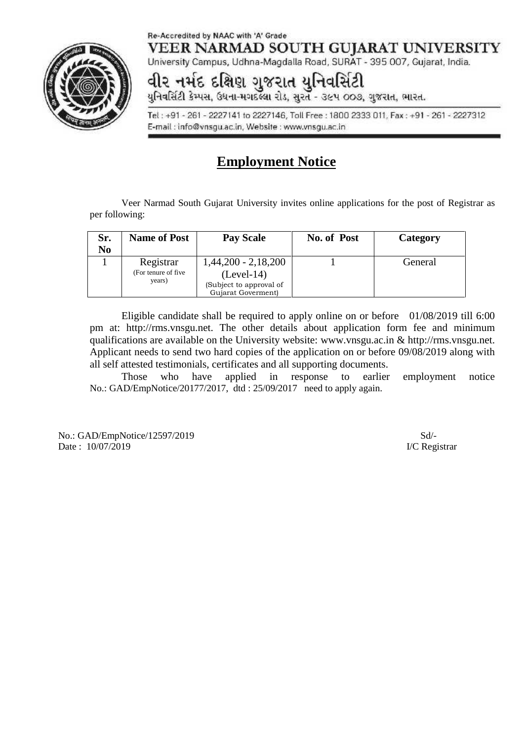Re-Accredited by NAAC with 'A' Grade

**VEER NARMAD SOUTH GUJARAT UNIVERSITY**

University Campus, Udhna-Magdalla Road, SURAT - 395 007, Gujarat, India.

**વીર નર્મદ દક્ષિણ ગુજરાત યુનિવર્સિટી**

યુનિવર્સિટી કેમ્પસ, ઉધના-મગદલ્લા રોડ, સુરત - ૩૯૫ ००૭, ગુજરાત, ભારત.

Tel : +91 - 261 - 2227141 to 2227146, Toll Free : 1800 2333 011, Fax : +91 - 261 - 2227312
E-mail : info@vnsgu.ac.in, Website : www.vnsgu.ac.in

# Employment Notice

Veer Narmad South Gujarat University invites online applications for the post of Registrar as per following:

| Sr. No | Name of Post | Pay Scale | No. of Post | Category |
|---|---|---|---|---|
| 1 | Registrar (For tenure of five years) | 1,44,200 - 2,18,200 (Level-14) (Subject to approval of Gujarat Goverment) | 1 | General |

Eligible candidate shall be required to apply online on or before 01/08/2019 till 6:00 pm at: http://rms.vnsgu.net. The other details about application form fee and minimum qualifications are available on the University website: www.vnsgu.ac.in & http://rms.vnsgu.net. Applicant needs to send two hard copies of the application on or before 09/08/2019 along with all self attested testimonials, certificates and all supporting documents.

Those who have applied in response to earlier employment notice No.: GAD/EmpNotice/20177/2017, dtd : 25/09/2017 need to apply again.

No.: GAD/EmpNotice/12597/2019
Date : 10/07/2019

Sd/-
I/C Registrar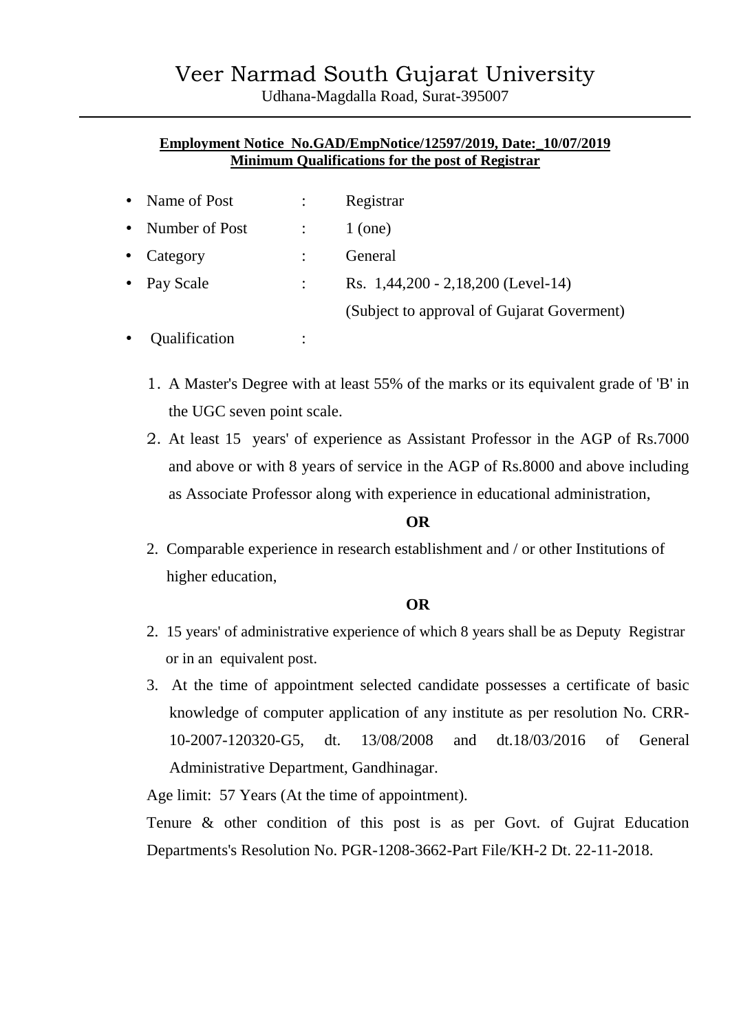# Veer Narmad South Gujarat University

Udhana-Magdalla Road, Surat-395007

---

**Employment Notice No.GAD/EmpNotice/12597/2019, Date:_10/07/2019**
**Minimum Qualifications for the post of Registrar**

- Name of Post : Registrar
- Number of Post : 1 (one)
- Category : General
- Pay Scale : Rs. 1,44,200 - 2,18,200 (Level-14)
  (Subject to approval of Gujarat Goverment)
- Qualification :

1. A Master's Degree with at least 55% of the marks or its equivalent grade of 'B' in the UGC seven point scale.
2. At least 15 years' of experience as Assistant Professor in the AGP of Rs.7000 and above or with 8 years of service in the AGP of Rs.8000 and above including as Associate Professor along with experience in educational administration,

**OR**

2. Comparable experience in research establishment and / or other Institutions of higher education,

**OR**

2. 15 years' of administrative experience of which 8 years shall be as Deputy Registrar or in an equivalent post.
3. At the time of appointment selected candidate possesses a certificate of basic knowledge of computer application of any institute as per resolution No. CRR-10-2007-120320-G5, dt. 13/08/2008 and dt.18/03/2016 of General Administrative Department, Gandhinagar.

Age limit: 57 Years (At the time of appointment).

Tenure & other condition of this post is as per Govt. of Gujrat Education Departments's Resolution No. PGR-1208-3662-Part File/KH-2 Dt. 22-11-2018.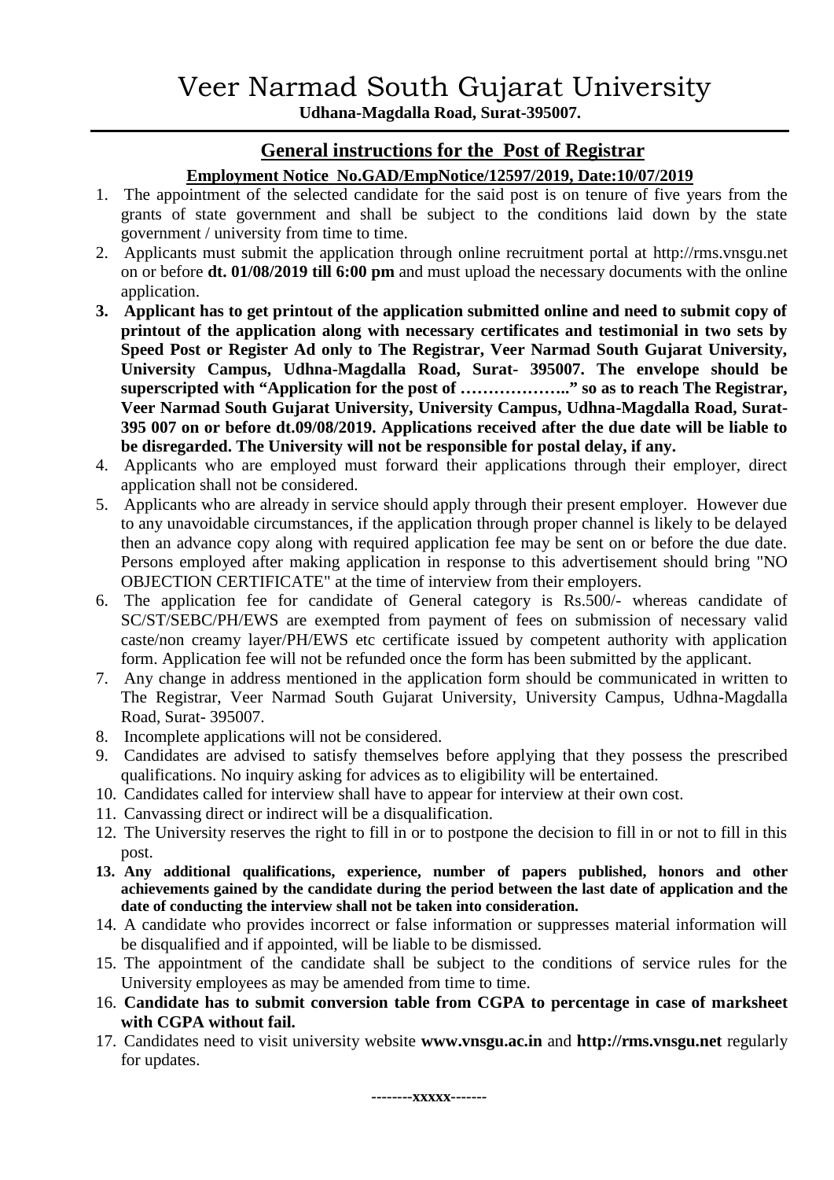# Veer Narmad South Gujarat University

**Udhana-Magdalla Road, Surat-395007.**

## General instructions for the Post of Registrar

### Employment Notice No.GAD/EmpNotice/12597/2019, Date:10/07/2019

1. The appointment of the selected candidate for the said post is on tenure of five years from the grants of state government and shall be subject to the conditions laid down by the state government / university from time to time.
2. Applicants must submit the application through online recruitment portal at http://rms.vnsgu.net on or before **dt. 01/08/2019 till 6:00 pm** and must upload the necessary documents with the online application.
3. **Applicant has to get printout of the application submitted online and need to submit copy of printout of the application along with necessary certificates and testimonial in two sets by Speed Post or Register Ad only to The Registrar, Veer Narmad South Gujarat University, University Campus, Udhna-Magdalla Road, Surat- 395007. The envelope should be superscripted with "Application for the post of ………………." so as to reach The Registrar, Veer Narmad South Gujarat University, University Campus, Udhna-Magdalla Road, Surat- 395 007 on or before dt.09/08/2019. Applications received after the due date will be liable to be disregarded. The University will not be responsible for postal delay, if any.**
4. Applicants who are employed must forward their applications through their employer, direct application shall not be considered.
5. Applicants who are already in service should apply through their present employer. However due to any unavoidable circumstances, if the application through proper channel is likely to be delayed then an advance copy along with required application fee may be sent on or before the due date. Persons employed after making application in response to this advertisement should bring "NO OBJECTION CERTIFICATE" at the time of interview from their employers.
6. The application fee for candidate of General category is Rs.500/- whereas candidate of SC/ST/SEBC/PH/EWS are exempted from payment of fees on submission of necessary valid caste/non creamy layer/PH/EWS etc certificate issued by competent authority with application form. Application fee will not be refunded once the form has been submitted by the applicant.
7. Any change in address mentioned in the application form should be communicated in written to The Registrar, Veer Narmad South Gujarat University, University Campus, Udhna-Magdalla Road, Surat- 395007.
8. Incomplete applications will not be considered.
9. Candidates are advised to satisfy themselves before applying that they possess the prescribed qualifications. No inquiry asking for advices as to eligibility will be entertained.
10. Candidates called for interview shall have to appear for interview at their own cost.
11. Canvassing direct or indirect will be a disqualification.
12. The University reserves the right to fill in or to postpone the decision to fill in or not to fill in this post.
13. **Any additional qualifications, experience, number of papers published, honors and other achievements gained by the candidate during the period between the last date of application and the date of conducting the interview shall not be taken into consideration.**
14. A candidate who provides incorrect or false information or suppresses material information will be disqualified and if appointed, will be liable to be dismissed.
15. The appointment of the candidate shall be subject to the conditions of service rules for the University employees as may be amended from time to time.
16. **Candidate has to submit conversion table from CGPA to percentage in case of marksheet with CGPA without fail.**
17. Candidates need to visit university website **www.vnsgu.ac.in** and **http://rms.vnsgu.net** regularly for updates.

--------xxxxx-------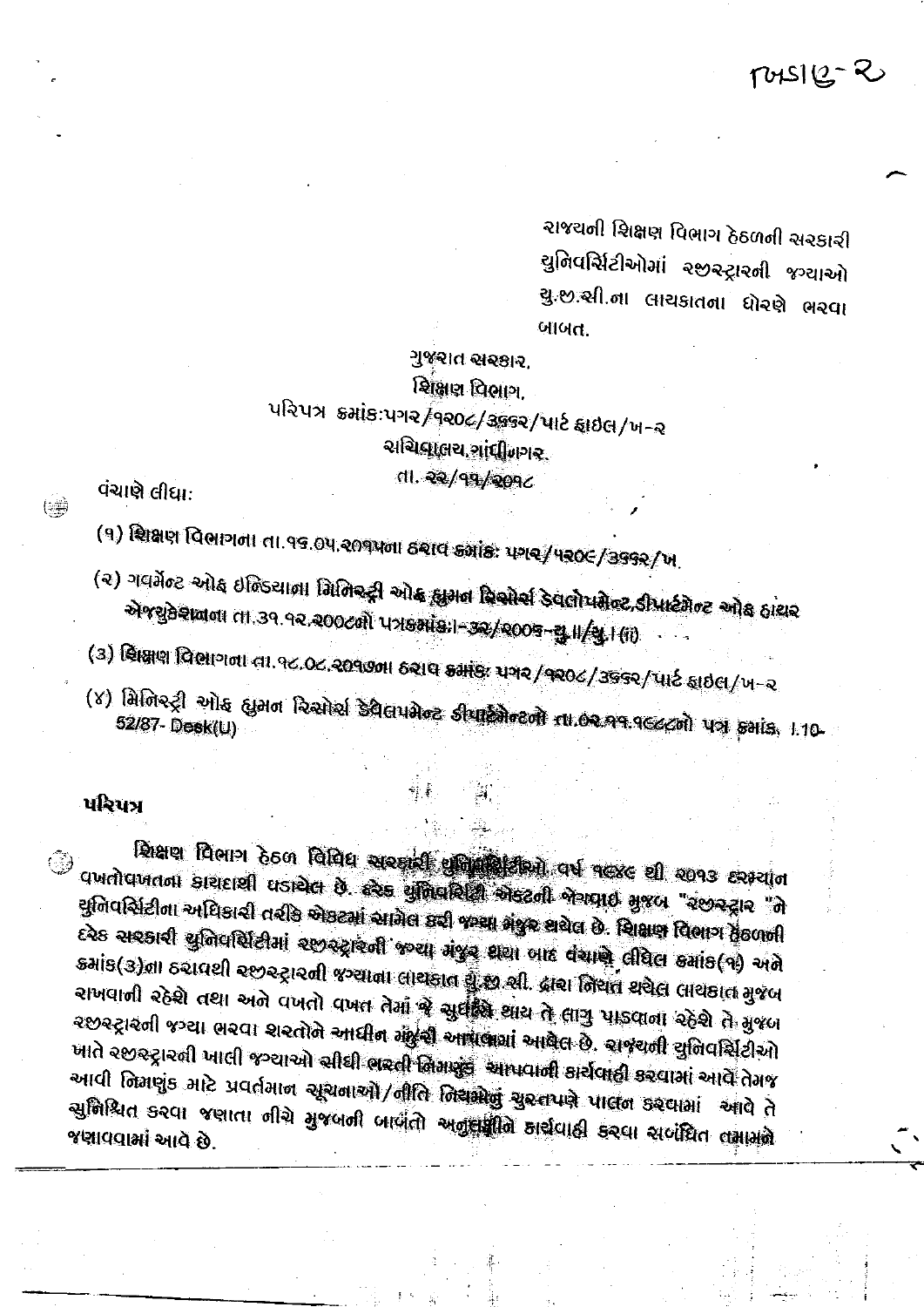ખંડ-૨

રાજ્યની શિક્ષણ વિભાગ હેઠળની સરકારી યુનિવર્સિટીઓમાં રજીસ્ટ્રારની જગ્યાઓ યુ.જી.સી.ના લાયકાતના ધોરણે ભરવા બાબત.

ગુજરાત સરકાર,
શિક્ષણ વિભાગ,
પરિપત્ર ક્રમાંક:પગર/૧૨૦૮/૩૬૬૨/પાર્ટ ફાઇલ/ખ-૨
સચિવાલય,ગાંધીનગર.
તા. ૨૨/૧૧/૨૦૧૮

વંચાણે લીધા:

(૧) શિક્ષણ વિભાગના તા.૧૬.૦૫.૨૦૧૫ના ઠરાવ ક્રમાંક: પગર/૫૨૦૯/૩૬૬૨/ખ.

(૨) ગવર્મેન્ટ ઓફ ઇન્ડિયાના મિનિસ્ટ્રી ઓફ હ્યુમન રિસોર્સ ડેવલોપમેન્ટ,ડીપાર્ટમેન્ટ ઓફ હાયર એજ્યુકેશનના તા.૩૧.૧૨.૨૦૦૮નો પત્રક્રમાંક:૧-૩૨/૨૦૦૬-યુ.II/યુ.I (ii)

(૩) શિક્ષણ વિભાગના તા.૧૮.૦૮.૨૦૧૭ના ઠરાવ ક્રમાંક: પગર/૧૨૦૮/૩૬૬૨/પાર્ટ ફાઇલ/ખ-૨

(૪) મિનિસ્ટ્રી ઓફ હ્યુમન રિસોર્સ ડેવલપમેન્ટ ડીપાર્ટમેન્ટનો તા.૦૨.૧૧.૧૯૮૮નો પત્ર ક્રમાંક. 1.10-52/87- Desk(U)

**પરિપત્ર**

શિક્ષણ વિભાગ હેઠળ વિવિધ સરકારી યુનિવર્સિટીઓ વર્ષ ૧૯૪૯ થી ૨૦૧૩ દરમ્યાન વખતોવખતના કાયદાથી ઘડાયેલ છે. દરેક યુનિવર્સિટી એક્ટની જોગવાઇ મુજબ "રજીસ્ટ્રાર "ને યુનિવર્સિટીના અધિકારી તરીકે એક્ટમાં સામેલ કરી જગ્યા મંજુર થયેલ છે. શિક્ષણ વિભાગ હેઠળની દરેક સરકારી યુનિવર્સિટીમાં રજીસ્ટ્રારની જગ્યા મંજુર થયા બાદ વંચાણે લીધેલ ક્રમાંક(૧) અને ક્રમાંક(૩)ના ઠરાવથી રજીસ્ટ્રારની જગ્યાના લાયકાત યુ.જી.સી. દ્વારા નિયત થયેલ લાયકાત મુજબ રાખવાની રહેશે તથા અને વખતો વખત તેમાં જે સુધારો થાય તે લાગુ પાડવાના રહેશે તે મુજબ રજીસ્ટ્રારની જગ્યા ભરવા શરતોને આધીન મંજુરી આપવામાં આવેલ છે. રાજ્યની યુનિવર્સિટીઓ ખાતે રજીસ્ટ્રારની ખાલી જગ્યાઓ સીધી ભરતી નિમણુંક આપવાની કાર્યવાહી કરવામાં આવે તેમજ આવી નિમણુંક માટે પ્રવર્તમાન સૂચનાઓ/નીતિ નિયમોનું ચુસ્તપણે પાલન કરવામાં આવે તે સુનિશ્ચિત કરવા જણાતા નીચે મુજબની બાબતો અનુસરીને કાર્યવાહી કરવા સબંધિત તમામને જણાવવામાં આવે છે.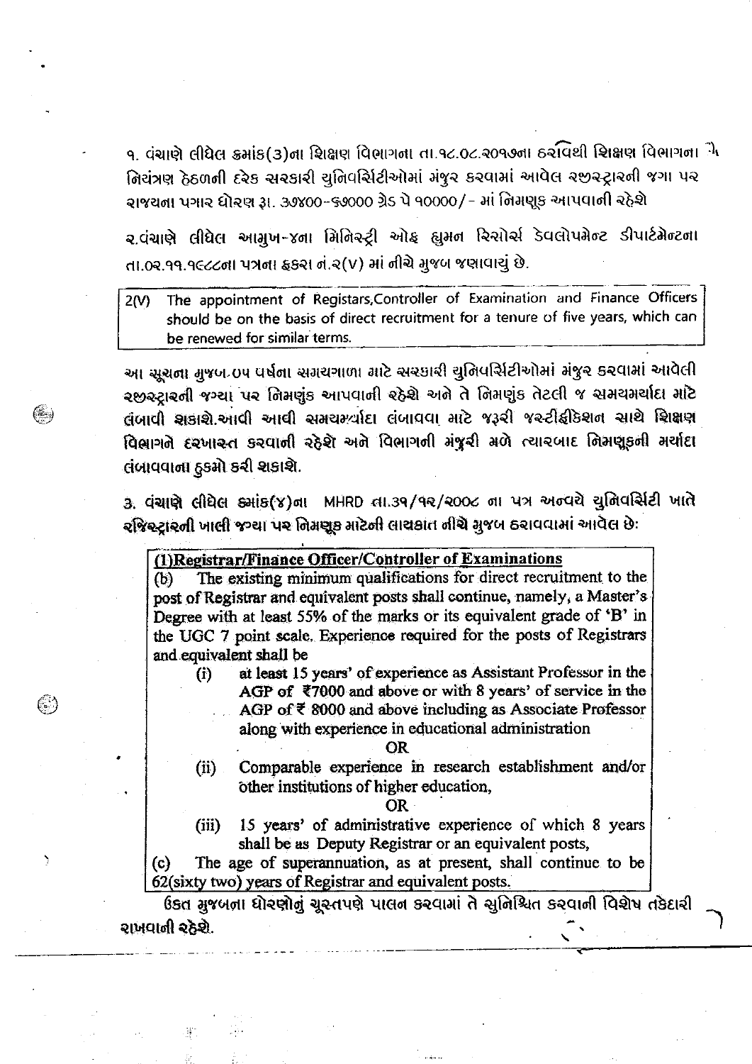૧. વંચાણે લીધેલ ક્રમાંક(૩)ના શિક્ષણ વિભાગના તા.૧૮.૦૮.૨૦૧૭ના ઠરાવથી શિક્ષણ વિભાગના નિયંત્રણ હેઠળની દરેક સરકારી યુનિવર્સિટીઓમાં મંજુર કરવામાં આવેલ રજીસ્ટ્રારની જગા પર રાજ્યના પગાર ધોરણ રૂ. ૩૭૪૦૦-૬૭૦૦૦ ગ્રેડ પે ૧૦૦૦૦/- માં નિમણૂક આપવાની રહેશે

૨.વંચાણે લીધેલ આમુખ-૪ના મિનિસ્ટ્રી ઓફ હ્યુમન રિસોર્સ ડેવલોપમેન્ટ ડીપાર્ટમેન્ટના તા.૦૨.૧૧.૧૯૮૮ના પત્રના ફકરા નં.૨(V) માં નીચે મુજબ જણાવાયું છે.

> 2(V) The appointment of Registars,Controller of Examination and Finance Officers should be on the basis of direct recruitment for a tenure of five years, which can be renewed for similar terms.

આ સૂચના મુજબ-૦૫ વર્ષના સમયગાળા માટે સરકારી યુનિવર્સિટીઓમાં મંજુર કરવામાં આવેલી રજીસ્ટ્રારની જગ્યા પર નિમણુંક આપવાની રહેશે અને તે નિમણુંક તેટલી જ સમયમર્યાદા માટે લંબાવી શકાશે.આવી આવી સમયમર્યાદા લંબાવવા માટે જરૂરી જસ્ટીફીકેશન સાથે શિક્ષણ વિભાગને દરખાસ્ત કરવાની રહેશે અને વિભાગની મંજૂરી મળે ત્યારબાદ નિમણૂકની મર્યાદા લંબાવવાના હુકમો કરી શકાશે.

૩. વંચાણે લીધેલ ક્રમાંક(૪)ના MHRD તા.૩૧/૧૨/૨૦૦૮ ના પત્ર અન્વયે યુનિવર્સિટી ખાતે રજિસ્ટ્રારની ખાલી જગ્યા પર નિમણૂક માટેની લાયકાત નીચે મુજબ ઠરાવવામાં આવેલ છે:

> **(1)Registrar/Finance Officer/Controller of Examinations**
>
> (b) The existing minimum qualifications for direct recruitment to the post of Registrar and equivalent posts shall continue, namely, a Master's Degree with at least 55% of the marks or its equivalent grade of 'B' in the UGC 7 point scale. Experience required for the posts of Registrars and equivalent shall be
>
> (i) at least 15 years' of experience as Assistant Professor in the AGP of ₹7000 and above or with 8 years' of service in the AGP of ₹ 8000 and above including as Associate Professor along with experience in educational administration
>
> OR
>
> (ii) Comparable experience in research establishment and/or other institutions of higher education,
>
> OR
>
> (iii) 15 years' of administrative experience of which 8 years shall be as Deputy Registrar or an equivalent posts,
>
> (c) The age of superannuation, as at present, shall continue to be 62(sixty two) years of Registrar and equivalent posts.

ઉક્ત મુજબના ધોરણોનું ચુસ્તપણે પાલન કરવામાં તે સુનિશ્ચિત કરવાની વિશેષ તકેદારી રાખવાની રહેશે.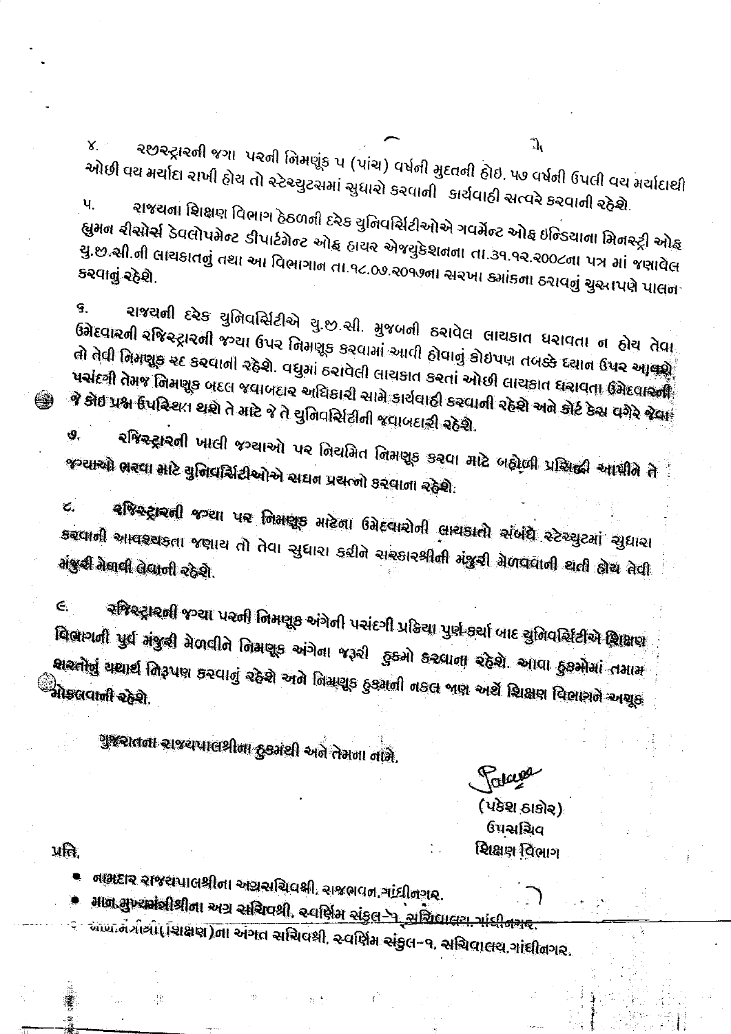૪. રજીસ્ટ્રારની જગા પરની નિમણૂંક ૫ (પાંચ) વર્ષની મુદતની હોઇ, ૫૭ વર્ષની ઉપલી વય મર્યાદાથી ઓછી વય મર્યાદા રાખી હોય તો સ્ટેચ્યુટસમાં સુધારો કરવાની કાર્યવાહી સત્વરે કરવાની રહેશે.

૫. રાજયના શિક્ષણ વિભાગ હેઠળની દરેક યુનિવર્સિટીઓએ ગવર્મેન્ટ ઓફ ઇન્ડિયાના મિનસ્ટ્રી ઓફ હ્યુમન રીસોર્સ ડેવલોપમેન્ટ ડીપાર્ટમેન્ટ ઓફ હાયર એજ્યુકેશનના તા.૩૧.૧૨.૨૦૦૮ના પત્ર માં જણાવેલ યુ.જી.સી.ની લાયકાતનું તથા આ વિભાગના તા.૧૮.૦૭.૨૦૧૭ના સરખા ક્રમાંકના ઠરાવનું ચુસ્તપણે પાલન કરવાનું રહેશે.

૬. રાજયની દરેક યુનિવર્સિટીએ યુ.જી.સી. મુજબની ઠરાવેલ લાયકાત ધરાવતા ન હોય તેવા ઉમેદવારની રજિસ્ટ્રારની જગ્યા ઉપર નિમણૂક કરવામાં આવી હોવાનું કોઇપણ તબક્કે ધ્યાન ઉપર આવશે તો તેવી નિમણૂક રદ કરવાની રહેશે. વધુમાં ઠરાવેલી લાયકાત કરતાં ઓછી લાયકાત ધરાવતા ઉમેદવારની પસંદગી તેમજ નિમણૂક બદલ જવાબદાર અધિકારી સામે કાર્યવાહી કરવાની રહેશે અને કોર્ટ કેસ વગેરે જેવા જે કોઇ પ્રશ્ન ઉપસ્થિત થશે તે માટે જે તે યુનિવર્સિટીની જવાબદારી રહેશે.

૭. રજિસ્ટ્રારની ખાલી જગ્યાઓ પર નિયમિત નિમણૂક કરવા માટે બહોળી પ્રસિદ્ધી આપીને તે જગ્યાઓ ભરવા માટે યુનિવર્સિટીઓએ સઘન પ્રયત્નો કરવાના રહેશે.

૮. રજિસ્ટ્રારની જગ્યા પર નિમણૂક માટેના ઉમેદવારોની લાયકાતો સંબંધે સ્ટેચ્યુટમાં સુધારા કરવાની આવશ્યકતા જણાય તો તેવા સુધારા કરીને સરકારશ્રીની મંજુરી મેળવવાની થતી હોય તેવી મંજુરી મેળવી લેવાની રહેશે.

૯. રજિસ્ટ્રારની જગ્યા પરની નિમણૂક અંગેની પસંદગી પ્રક્રિયા પુર્ણ કર્યા બાદ યુનિવર્સિટીએ શિક્ષણ વિભાગની પુર્વ મંજુરી મેળવીને નિમણૂક અંગેના જરૂરી હુકમો કરવાના રહેશે. આવા હુકમોમાં તમામ શરતોનું યથાર્થ નિરૂપણ કરવાનું રહેશે અને નિમણૂક હુકમની નકલ જાણ અર્થે શિક્ષણ વિભાગને અચૂક મોકલવાની રહેશે.

ગુજરાતના રાજયપાલશ્રીના હુકમથી અને તેમના નામે,

(પંકેશ ઠાકોર)
ઉપસચિવ
શિક્ષણ વિભાગ

પ્રતિ,

- નામદાર રાજયપાલશ્રીના અગ્રસચિવશ્રી, રાજભવન,ગાંધીનગર.
- માન.મુખ્યમંત્રીશ્રીના અગ્ર સચિવશ્રી, સ્વર્ણિમ સંકુલ-૧, સચિવાલય, ગાંધીનગર.
- માન.મંત્રીશ્રી(શિક્ષણ)ના અંગત સચિવશ્રી, સ્વર્ણિમ સંકુલ-૧, સચિવાલય,ગાંધીનગર.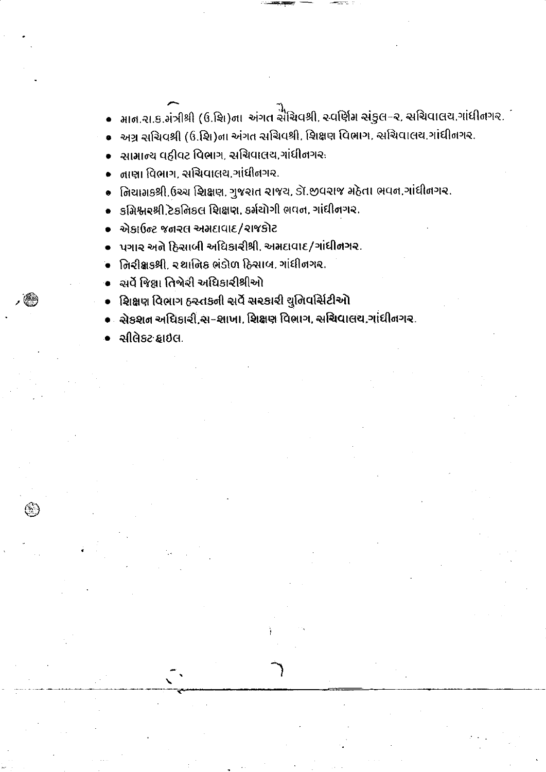- માન.રા.ક.મંત્રીશ્રી (ઉ.શિ)ના અંગત સચિવશ્રી, સ્વર્ણિમ સંકુલ-૨, સચિવાલય,ગાંધીનગર.
- અગ્ર સચિવશ્રી (ઉ.શિ)ના અંગત સચિવશ્રી, શિક્ષણ વિભાગ, સચિવાલય,ગાંધીનગર.
- સામાન્ય વહીવટ વિભાગ, સચિવાલય,ગાંધીનગર.
- નાણા વિભાગ, સચિવાલય,ગાંધીનગર.
- નિયામકશ્રી,ઉચ્ચ શિક્ષણ, ગુજરાત રાજય, ડૉ.જીવરાજ મહેતા ભવન,ગાંધીનગર.
- કમિશ્નરશ્રી,ટેકનિકલ શિક્ષણ, કર્મયોગી ભવન, ગાંધીનગર.
- એકાઉન્ટ જનરલ અમદાવાદ/રાજકોટ
- પગાર અને હિસાબી અધિકારીશ્રી, અમદાવાદ/ગાંધીનગર.
- નિરીક્ષકશ્રી, સ્થાનિક ભંડોળ હિસાબ, ગાંધીનગર.
- સર્વે જિલ્લા તિજોરી અધિકારીશ્રીઓ
- શિક્ષણ વિભાગ હસ્તકની સર્વે સરકારી યુનિવર્સિટીઓ
- સેકશન અધિકારી,સ-શાખા, શિક્ષણ વિભાગ, સચિવાલય,ગાંધીનગર.
- સીલેકટ ફાઇલ.